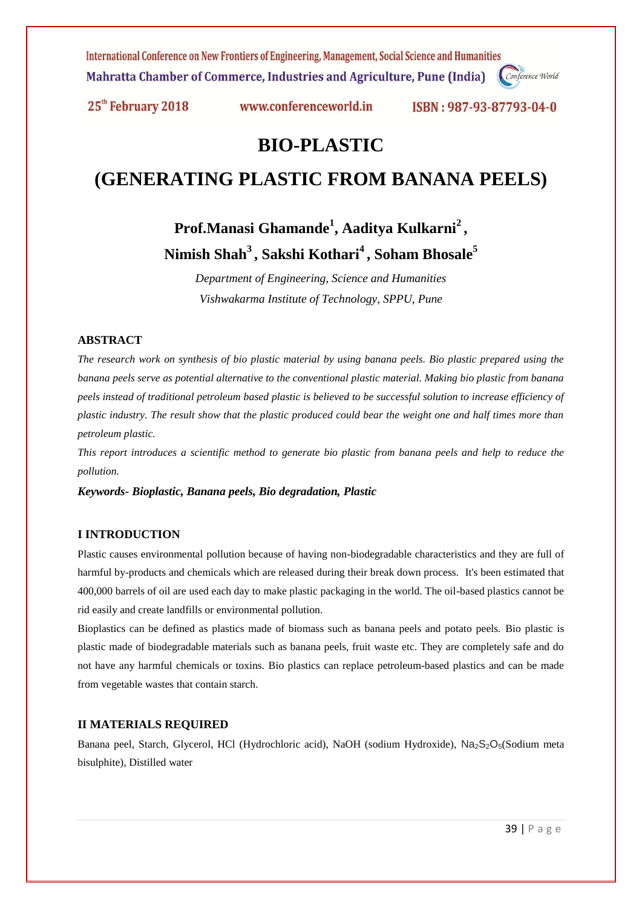# BIO-PLASTIC

# (GENERATING PLASTIC FROM BANANA PEELS)

**Prof.Manasi Ghamande[1], Aaditya Kulkarni[2], Nimish Shah[3], Sakshi Kothari[4], Soham Bhosale[5]**

*Department of Engineering, Science and Humanities*
*Vishwakarma Institute of Technology, SPPU, Pune*

## ABSTRACT

*The research work on synthesis of bio plastic material by using banana peels. Bio plastic prepared using the banana peels serve as potential alternative to the conventional plastic material. Making bio plastic from banana peels instead of traditional petroleum based plastic is believed to be successful solution to increase efficiency of plastic industry. The result show that the plastic produced could bear the weight one and half times more than petroleum plastic.*

*This report introduces a scientific method to generate bio plastic from banana peels and help to reduce the pollution.*

***Keywords- Bioplastic, Banana peels, Bio degradation, Plastic***

## I INTRODUCTION

Plastic causes environmental pollution because of having non-biodegradable characteristics and they are full of harmful by-products and chemicals which are released during their break down process. It's been estimated that 400,000 barrels of oil are used each day to make plastic packaging in the world. The oil-based plastics cannot be rid easily and create landfills or environmental pollution.

Bioplastics can be defined as plastics made of biomass such as banana peels and potato peels. Bio plastic is plastic made of biodegradable materials such as banana peels, fruit waste etc. They are completely safe and do not have any harmful chemicals or toxins. Bio plastics can replace petroleum-based plastics and can be made from vegetable wastes that contain starch.

## II MATERIALS REQUIRED

Banana peel, Starch, Glycerol, HCl (Hydrochloric acid), NaOH (sodium Hydroxide), $Na_2S_2O_5$(Sodium meta bisulphite), Distilled water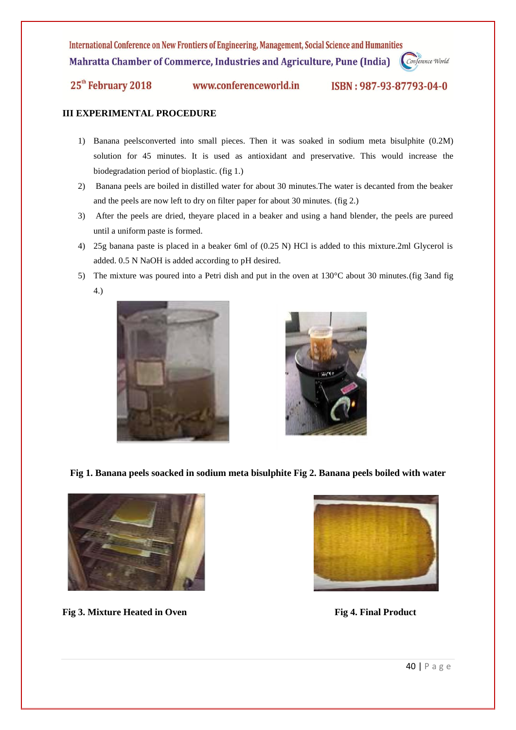### III EXPERIMENTAL PROCEDURE

1) Banana peelsconverted into small pieces. Then it was soaked in sodium meta bisulphite (0.2M) solution for 45 minutes. It is used as antioxidant and preservative. This would increase the biodegradation period of bioplastic. (fig 1.)
2) Banana peels are boiled in distilled water for about 30 minutes.The water is decanted from the beaker and the peels are now left to dry on filter paper for about 30 minutes. (fig 2.)
3) After the peels are dried, theyare placed in a beaker and using a hand blender, the peels are pureed until a uniform paste is formed.
4) 25g banana paste is placed in a beaker 6ml of (0.25 N) HCl is added to this mixture.2ml Glycerol is added. 0.5 N NaOH is added according to pH desired.
5) The mixture was poured into a Petri dish and put in the oven at 130°C about 30 minutes.(fig 3and fig 4.)

**Fig 1. Banana peels soacked in sodium meta bisulphite Fig 2. Banana peels boiled with water**

**Fig 3. Mixture Heated in Oven**

**Fig 4. Final Product**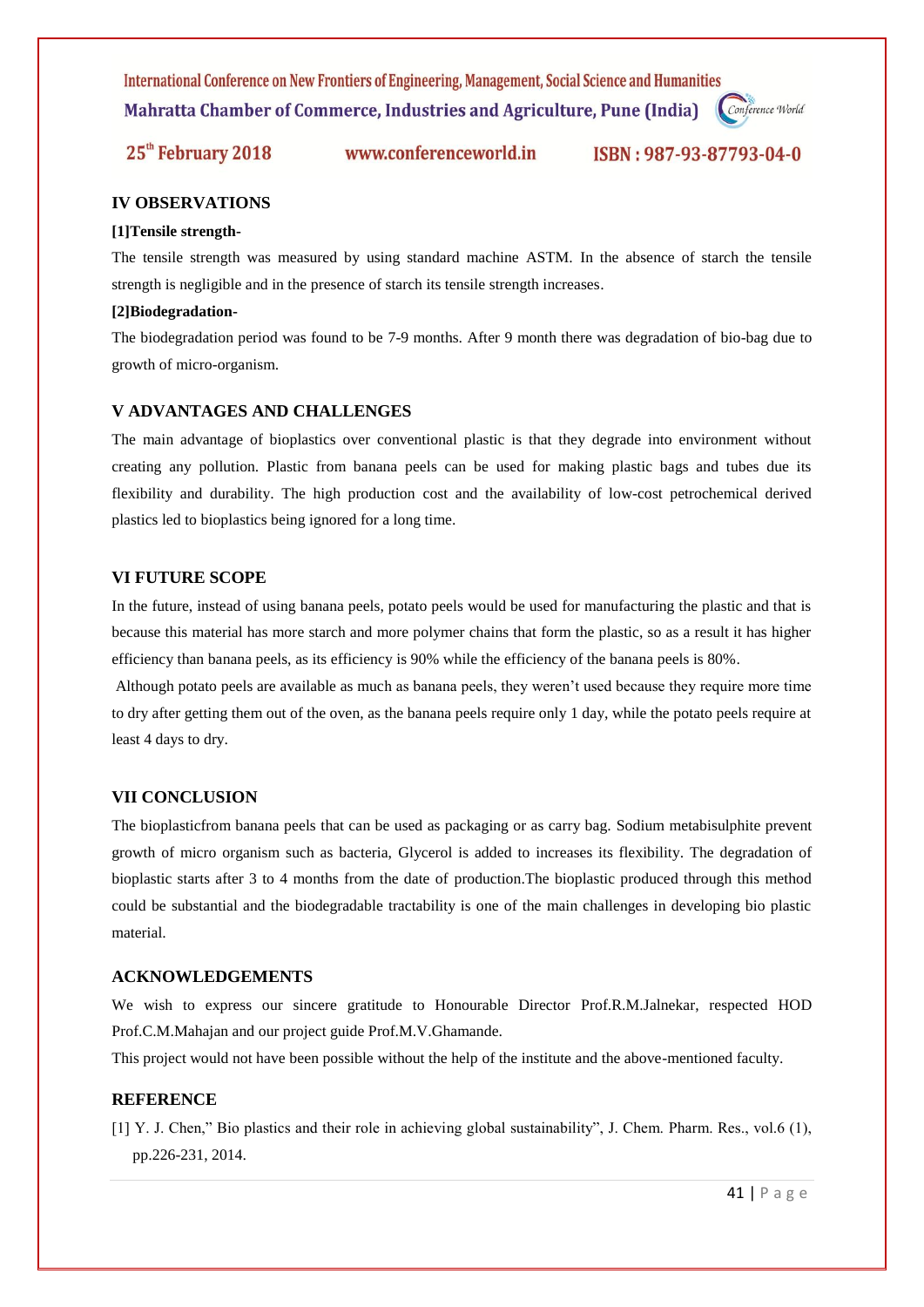## IV OBSERVATIONS

**[1]Tensile strength-**

The tensile strength was measured by using standard machine ASTM. In the absence of starch the tensile strength is negligible and in the presence of starch its tensile strength increases.

**[2]Biodegradation-**

The biodegradation period was found to be 7-9 months. After 9 month there was degradation of bio-bag due to growth of micro-organism.

## V ADVANTAGES AND CHALLENGES

The main advantage of bioplastics over conventional plastic is that they degrade into environment without creating any pollution. Plastic from banana peels can be used for making plastic bags and tubes due its flexibility and durability. The high production cost and the availability of low-cost petrochemical derived plastics led to bioplastics being ignored for a long time.

## VI FUTURE SCOPE

In the future, instead of using banana peels, potato peels would be used for manufacturing the plastic and that is because this material has more starch and more polymer chains that form the plastic, so as a result it has higher efficiency than banana peels, as its efficiency is 90% while the efficiency of the banana peels is 80%.

Although potato peels are available as much as banana peels, they weren't used because they require more time to dry after getting them out of the oven, as the banana peels require only 1 day, while the potato peels require at least 4 days to dry.

## VII CONCLUSION

The bioplasticfrom banana peels that can be used as packaging or as carry bag. Sodium metabisulphite prevent growth of micro organism such as bacteria, Glycerol is added to increases its flexibility. The degradation of bioplastic starts after 3 to 4 months from the date of production.The bioplastic produced through this method could be substantial and the biodegradable tractability is one of the main challenges in developing bio plastic material.

## ACKNOWLEDGEMENTS

We wish to express our sincere gratitude to Honourable Director Prof.R.M.Jalnekar, respected HOD Prof.C.M.Mahajan and our project guide Prof.M.V.Ghamande.

This project would not have been possible without the help of the institute and the above-mentioned faculty.

## REFERENCE

[1] Y. J. Chen," Bio plastics and their role in achieving global sustainability", J. Chem. Pharm. Res., vol.6 (1), pp.226-231, 2014.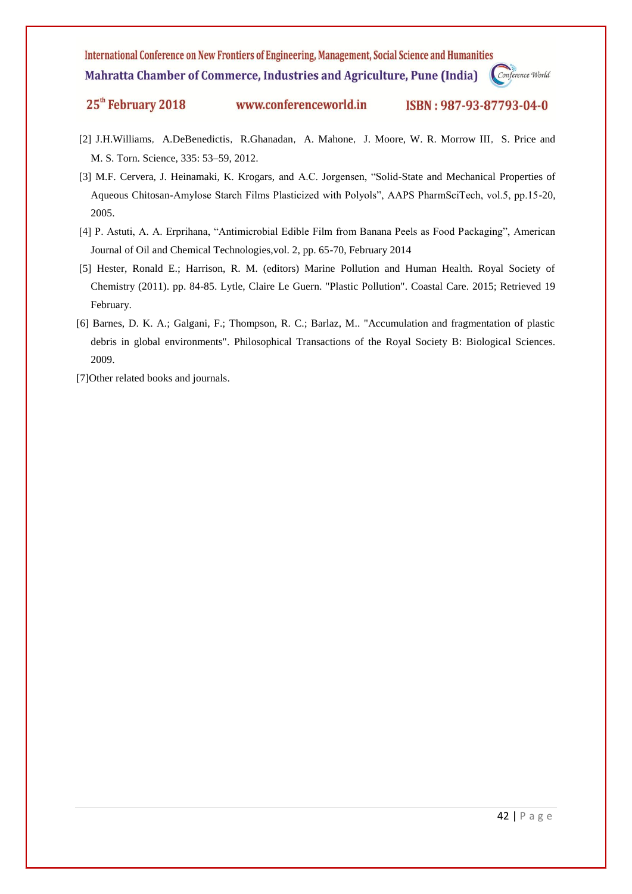[2] J.H.Williams, A.DeBenedictis, R.Ghanadan, A. Mahone, J. Moore, W. R. Morrow III, S. Price and M. S. Torn. Science, 335: 53–59, 2012.

[3] M.F. Cervera, J. Heinamaki, K. Krogars, and A.C. Jorgensen, "Solid-State and Mechanical Properties of Aqueous Chitosan-Amylose Starch Films Plasticized with Polyols", AAPS PharmSciTech, vol.5, pp.15-20, 2005.

[4] P. Astuti, A. A. Erprihana, "Antimicrobial Edible Film from Banana Peels as Food Packaging", American Journal of Oil and Chemical Technologies,vol. 2, pp. 65-70, February 2014

[5] Hester, Ronald E.; Harrison, R. M. (editors) Marine Pollution and Human Health. Royal Society of Chemistry (2011). pp. 84-85. Lytle, Claire Le Guern. "Plastic Pollution". Coastal Care. 2015; Retrieved 19 February.

[6] Barnes, D. K. A.; Galgani, F.; Thompson, R. C.; Barlaz, M.. "Accumulation and fragmentation of plastic debris in global environments". Philosophical Transactions of the Royal Society B: Biological Sciences. 2009.

[7]Other related books and journals.